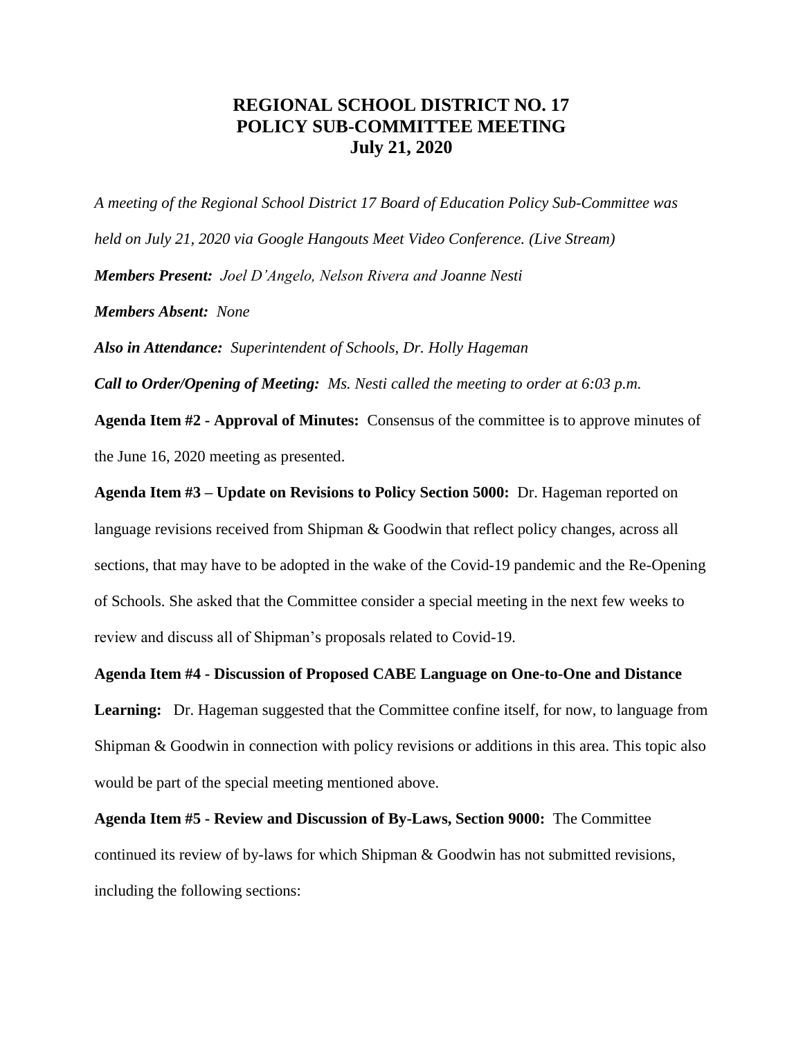# REGIONAL SCHOOL DISTRICT NO. 17
# POLICY SUB-COMMITTEE MEETING
# July 21, 2020

*A meeting of the Regional School District 17 Board of Education Policy Sub-Committee was held on July 21, 2020 via Google Hangouts Meet Video Conference. (Live Stream)*

***Members Present:** Joel D'Angelo, Nelson Rivera and Joanne Nesti*

***Members Absent:** None*

***Also in Attendance:** Superintendent of Schools, Dr. Holly Hageman*

***Call to Order/Opening of Meeting:** Ms. Nesti called the meeting to order at 6:03 p.m.*

**Agenda Item #2 - Approval of Minutes:** Consensus of the committee is to approve minutes of the June 16, 2020 meeting as presented.

**Agenda Item #3 – Update on Revisions to Policy Section 5000:** Dr. Hageman reported on language revisions received from Shipman & Goodwin that reflect policy changes, across all sections, that may have to be adopted in the wake of the Covid-19 pandemic and the Re-Opening of Schools. She asked that the Committee consider a special meeting in the next few weeks to review and discuss all of Shipman's proposals related to Covid-19.

**Agenda Item #4 - Discussion of Proposed CABE Language on One-to-One and Distance Learning:** Dr. Hageman suggested that the Committee confine itself, for now, to language from Shipman & Goodwin in connection with policy revisions or additions in this area. This topic also would be part of the special meeting mentioned above.

**Agenda Item #5 - Review and Discussion of By-Laws, Section 9000:** The Committee continued its review of by-laws for which Shipman & Goodwin has not submitted revisions, including the following sections: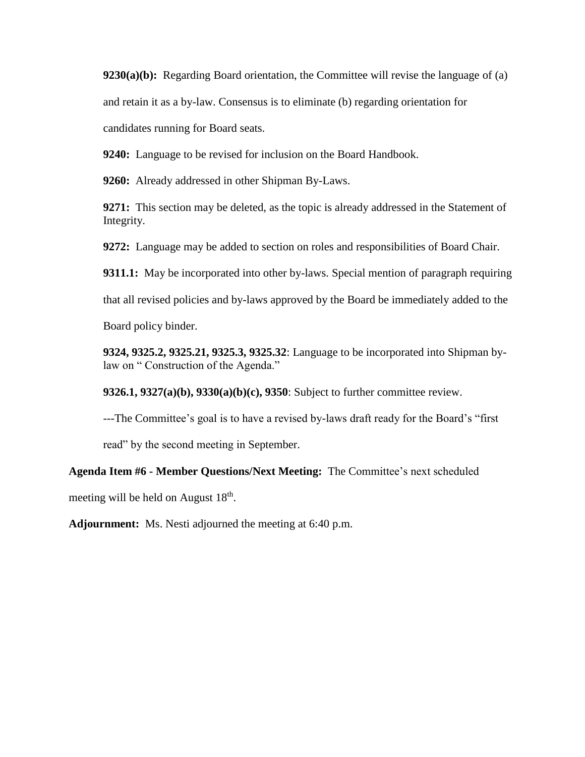**9230(a)(b):** Regarding Board orientation, the Committee will revise the language of (a) and retain it as a by-law. Consensus is to eliminate (b) regarding orientation for candidates running for Board seats.

**9240:** Language to be revised for inclusion on the Board Handbook.

**9260:** Already addressed in other Shipman By-Laws.

**9271:** This section may be deleted, as the topic is already addressed in the Statement of Integrity.

**9272:** Language may be added to section on roles and responsibilities of Board Chair.

**9311.1:** May be incorporated into other by-laws. Special mention of paragraph requiring that all revised policies and by-laws approved by the Board be immediately added to the Board policy binder.

**9324, 9325.2, 9325.21, 9325.3, 9325.32**: Language to be incorporated into Shipman by-law on " Construction of the Agenda."

**9326.1, 9327(a)(b), 9330(a)(b)(c), 9350**: Subject to further committee review.

---The Committee's goal is to have a revised by-laws draft ready for the Board's "first read" by the second meeting in September.

**Agenda Item #6 - Member Questions/Next Meeting:** The Committee's next scheduled meeting will be held on August 18th.

**Adjournment:** Ms. Nesti adjourned the meeting at 6:40 p.m.